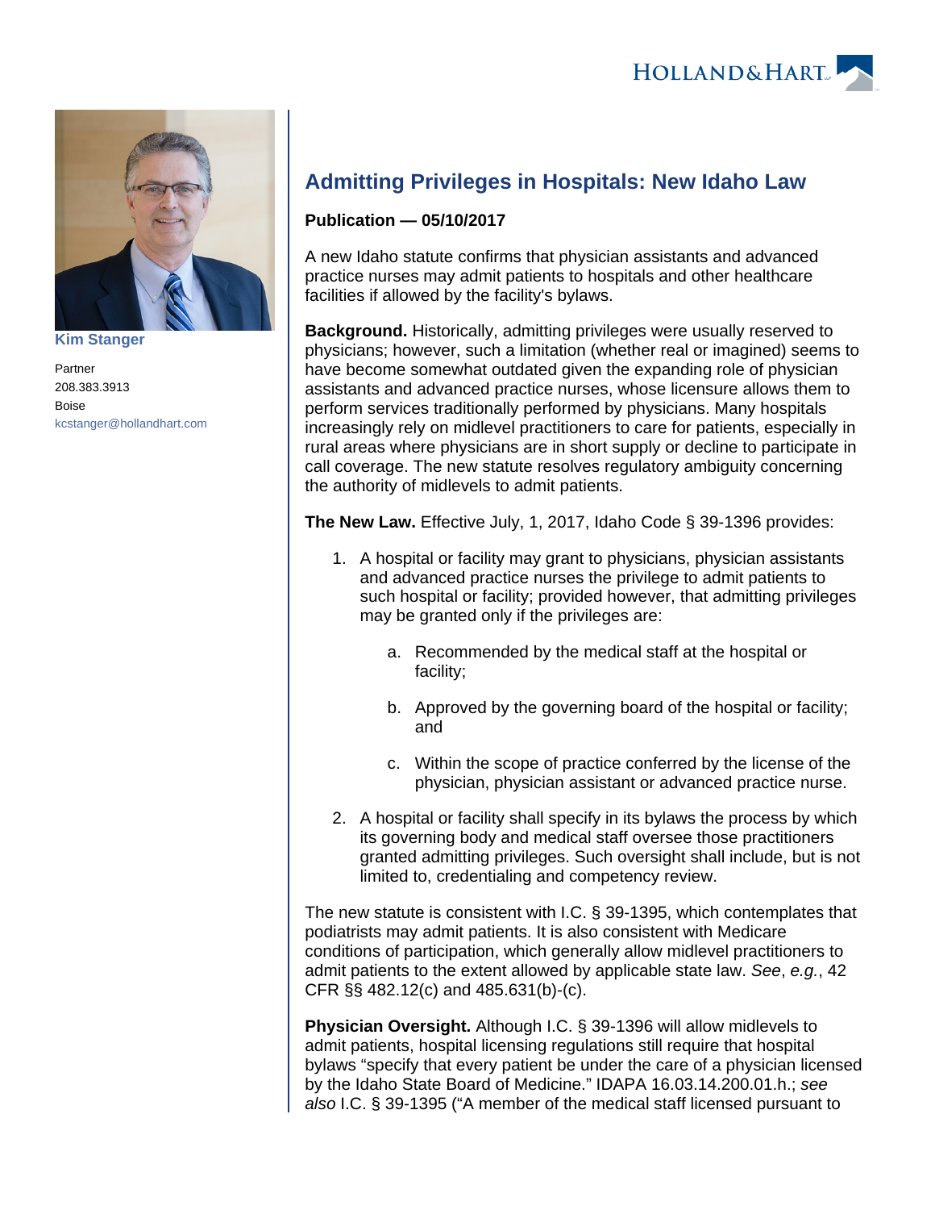Kim Stanger

Partner
208.383.3913
Boise
kcstanger@hollandhart.com

# Admitting Privileges in Hospitals: New Idaho Law

**Publication — 05/10/2017**

A new Idaho statute confirms that physician assistants and advanced practice nurses may admit patients to hospitals and other healthcare facilities if allowed by the facility's bylaws.

**Background.** Historically, admitting privileges were usually reserved to physicians; however, such a limitation (whether real or imagined) seems to have become somewhat outdated given the expanding role of physician assistants and advanced practice nurses, whose licensure allows them to perform services traditionally performed by physicians. Many hospitals increasingly rely on midlevel practitioners to care for patients, especially in rural areas where physicians are in short supply or decline to participate in call coverage. The new statute resolves regulatory ambiguity concerning the authority of midlevels to admit patients.

**The New Law.** Effective July, 1, 2017, Idaho Code § 39-1396 provides:

1. A hospital or facility may grant to physicians, physician assistants and advanced practice nurses the privilege to admit patients to such hospital or facility; provided however, that admitting privileges may be granted only if the privileges are:
    a. Recommended by the medical staff at the hospital or facility;
    b. Approved by the governing board of the hospital or facility; and
    c. Within the scope of practice conferred by the license of the physician, physician assistant or advanced practice nurse.
2. A hospital or facility shall specify in its bylaws the process by which its governing body and medical staff oversee those practitioners granted admitting privileges. Such oversight shall include, but is not limited to, credentialing and competency review.

The new statute is consistent with I.C. § 39-1395, which contemplates that podiatrists may admit patients. It is also consistent with Medicare conditions of participation, which generally allow midlevel practitioners to admit patients to the extent allowed by applicable state law. *See*, *e.g.*, 42 CFR §§ 482.12(c) and 485.631(b)-(c).

**Physician Oversight.** Although I.C. § 39-1396 will allow midlevels to admit patients, hospital licensing regulations still require that hospital bylaws "specify that every patient be under the care of a physician licensed by the Idaho State Board of Medicine." IDAPA 16.03.14.200.01.h.; *see also* I.C. § 39-1395 ("A member of the medical staff licensed pursuant to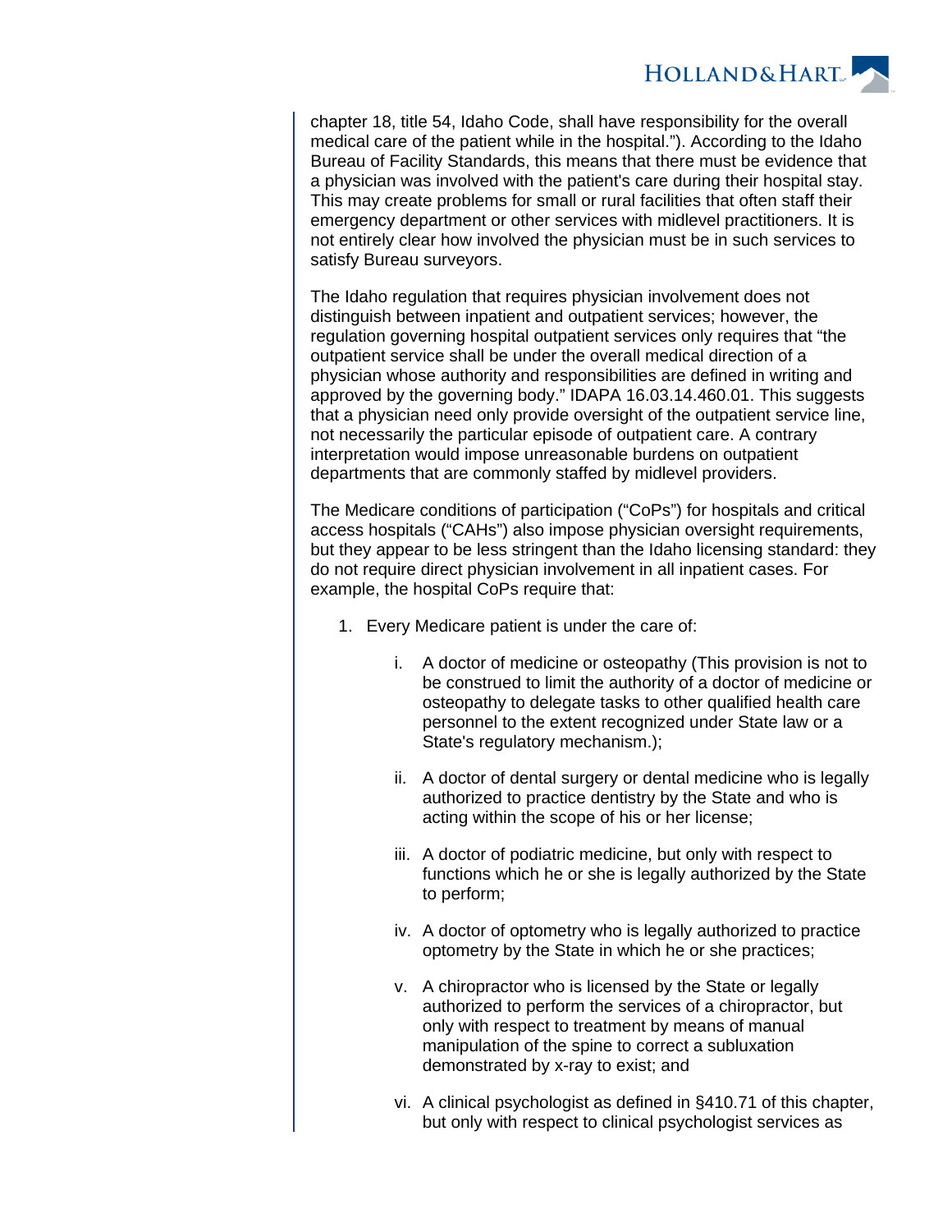chapter 18, title 54, Idaho Code, shall have responsibility for the overall medical care of the patient while in the hospital."). According to the Idaho Bureau of Facility Standards, this means that there must be evidence that a physician was involved with the patient's care during their hospital stay. This may create problems for small or rural facilities that often staff their emergency department or other services with midlevel practitioners. It is not entirely clear how involved the physician must be in such services to satisfy Bureau surveyors.

The Idaho regulation that requires physician involvement does not distinguish between inpatient and outpatient services; however, the regulation governing hospital outpatient services only requires that "the outpatient service shall be under the overall medical direction of a physician whose authority and responsibilities are defined in writing and approved by the governing body." IDAPA 16.03.14.460.01. This suggests that a physician need only provide oversight of the outpatient service line, not necessarily the particular episode of outpatient care. A contrary interpretation would impose unreasonable burdens on outpatient departments that are commonly staffed by midlevel providers.

The Medicare conditions of participation ("CoPs") for hospitals and critical access hospitals ("CAHs") also impose physician oversight requirements, but they appear to be less stringent than the Idaho licensing standard: they do not require direct physician involvement in all inpatient cases. For example, the hospital CoPs require that:

1. Every Medicare patient is under the care of:

    i. A doctor of medicine or osteopathy (This provision is not to be construed to limit the authority of a doctor of medicine or osteopathy to delegate tasks to other qualified health care personnel to the extent recognized under State law or a State's regulatory mechanism.);

    ii. A doctor of dental surgery or dental medicine who is legally authorized to practice dentistry by the State and who is acting within the scope of his or her license;

    iii. A doctor of podiatric medicine, but only with respect to functions which he or she is legally authorized by the State to perform;

    iv. A doctor of optometry who is legally authorized to practice optometry by the State in which he or she practices;

    v. A chiropractor who is licensed by the State or legally authorized to perform the services of a chiropractor, but only with respect to treatment by means of manual manipulation of the spine to correct a subluxation demonstrated by x-ray to exist; and

    vi. A clinical psychologist as defined in §410.71 of this chapter, but only with respect to clinical psychologist services as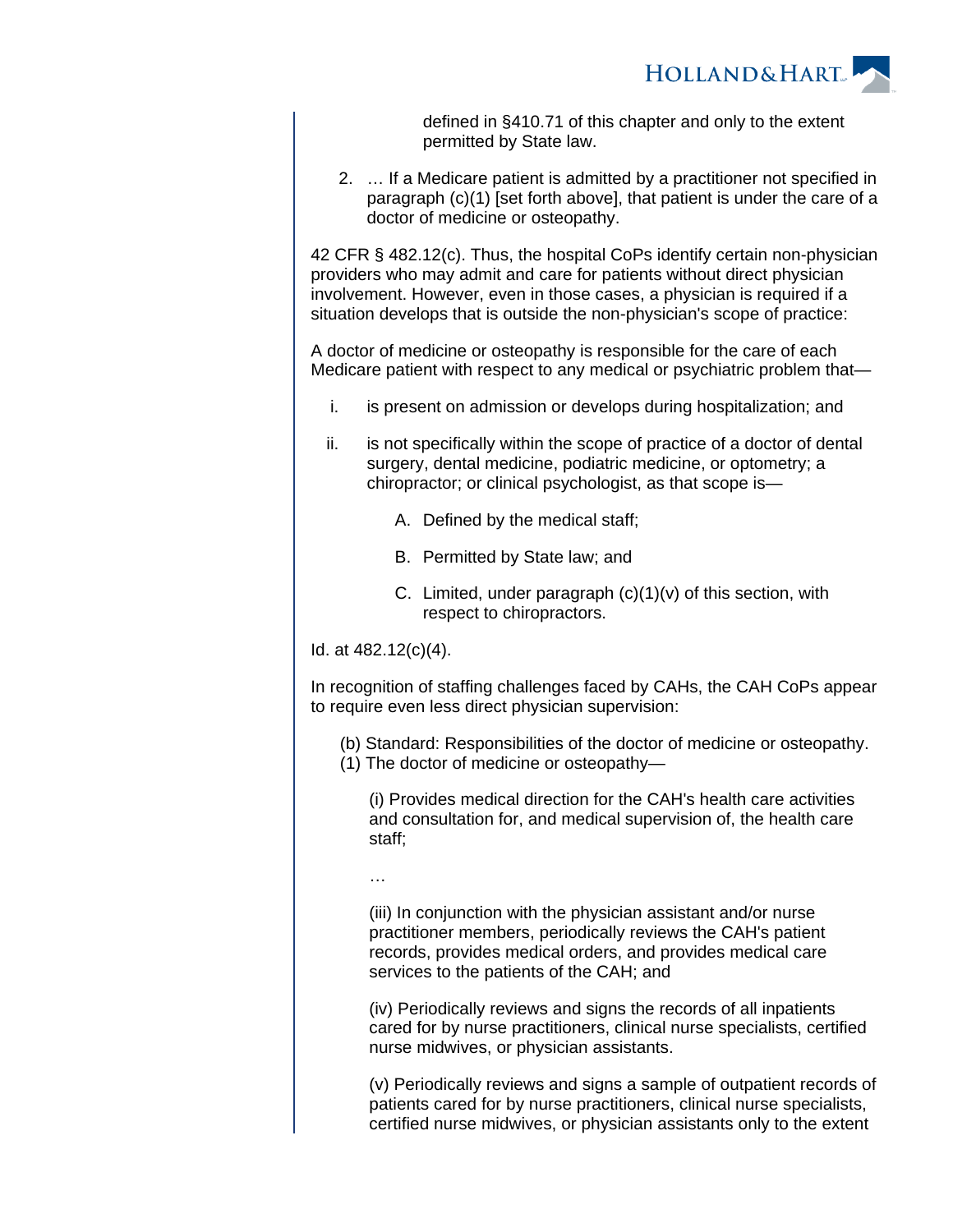defined in §410.71 of this chapter and only to the extent permitted by State law.

2. … If a Medicare patient is admitted by a practitioner not specified in paragraph (c)(1) [set forth above], that patient is under the care of a doctor of medicine or osteopathy.

42 CFR § 482.12(c). Thus, the hospital CoPs identify certain non-physician providers who may admit and care for patients without direct physician involvement. However, even in those cases, a physician is required if a situation develops that is outside the non-physician's scope of practice:

A doctor of medicine or osteopathy is responsible for the care of each Medicare patient with respect to any medical or psychiatric problem that—

i. is present on admission or develops during hospitalization; and

ii. is not specifically within the scope of practice of a doctor of dental surgery, dental medicine, podiatric medicine, or optometry; a chiropractor; or clinical psychologist, as that scope is—

   A. Defined by the medical staff;

   B. Permitted by State law; and

   C. Limited, under paragraph (c)(1)(v) of this section, with respect to chiropractors.

Id. at 482.12(c)(4).

In recognition of staffing challenges faced by CAHs, the CAH CoPs appear to require even less direct physician supervision:

(b) Standard: Responsibilities of the doctor of medicine or osteopathy.
(1) The doctor of medicine or osteopathy—

(i) Provides medical direction for the CAH's health care activities and consultation for, and medical supervision of, the health care staff;

…

(iii) In conjunction with the physician assistant and/or nurse practitioner members, periodically reviews the CAH's patient records, provides medical orders, and provides medical care services to the patients of the CAH; and

(iv) Periodically reviews and signs the records of all inpatients cared for by nurse practitioners, clinical nurse specialists, certified nurse midwives, or physician assistants.

(v) Periodically reviews and signs a sample of outpatient records of patients cared for by nurse practitioners, clinical nurse specialists, certified nurse midwives, or physician assistants only to the extent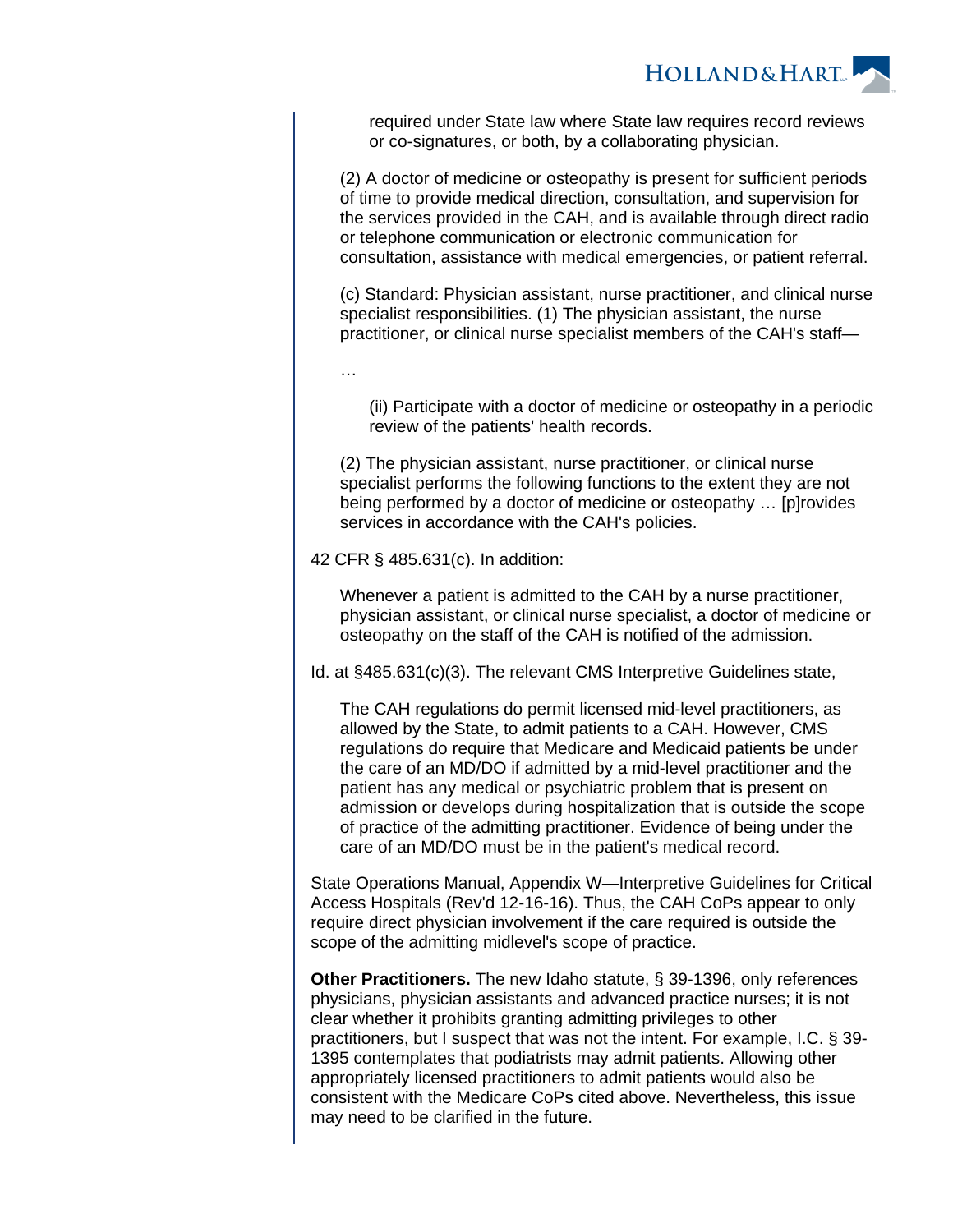> > required under State law where State law requires record reviews or co-signatures, or both, by a collaborating physician.
>
> (2) A doctor of medicine or osteopathy is present for sufficient periods of time to provide medical direction, consultation, and supervision for the services provided in the CAH, and is available through direct radio or telephone communication or electronic communication for consultation, assistance with medical emergencies, or patient referral.
>
> (c) Standard: Physician assistant, nurse practitioner, and clinical nurse specialist responsibilities. (1) The physician assistant, the nurse practitioner, or clinical nurse specialist members of the CAH's staff—
>
> …
>
> > (ii) Participate with a doctor of medicine or osteopathy in a periodic review of the patients' health records.
>
> (2) The physician assistant, nurse practitioner, or clinical nurse specialist performs the following functions to the extent they are not being performed by a doctor of medicine or osteopathy … [p]rovides services in accordance with the CAH's policies.

42 CFR § 485.631(c). In addition:

> Whenever a patient is admitted to the CAH by a nurse practitioner, physician assistant, or clinical nurse specialist, a doctor of medicine or osteopathy on the staff of the CAH is notified of the admission.

Id. at §485.631(c)(3). The relevant CMS Interpretive Guidelines state,

> The CAH regulations do permit licensed mid-level practitioners, as allowed by the State, to admit patients to a CAH. However, CMS regulations do require that Medicare and Medicaid patients be under the care of an MD/DO if admitted by a mid-level practitioner and the patient has any medical or psychiatric problem that is present on admission or develops during hospitalization that is outside the scope of practice of the admitting practitioner. Evidence of being under the care of an MD/DO must be in the patient's medical record.

State Operations Manual, Appendix W—Interpretive Guidelines for Critical Access Hospitals (Rev'd 12-16-16). Thus, the CAH CoPs appear to only require direct physician involvement if the care required is outside the scope of the admitting midlevel's scope of practice.

**Other Practitioners.** The new Idaho statute, § 39-1396, only references physicians, physician assistants and advanced practice nurses; it is not clear whether it prohibits granting admitting privileges to other practitioners, but I suspect that was not the intent. For example, I.C. § 39-1395 contemplates that podiatrists may admit patients. Allowing other appropriately licensed practitioners to admit patients would also be consistent with the Medicare CoPs cited above. Nevertheless, this issue may need to be clarified in the future.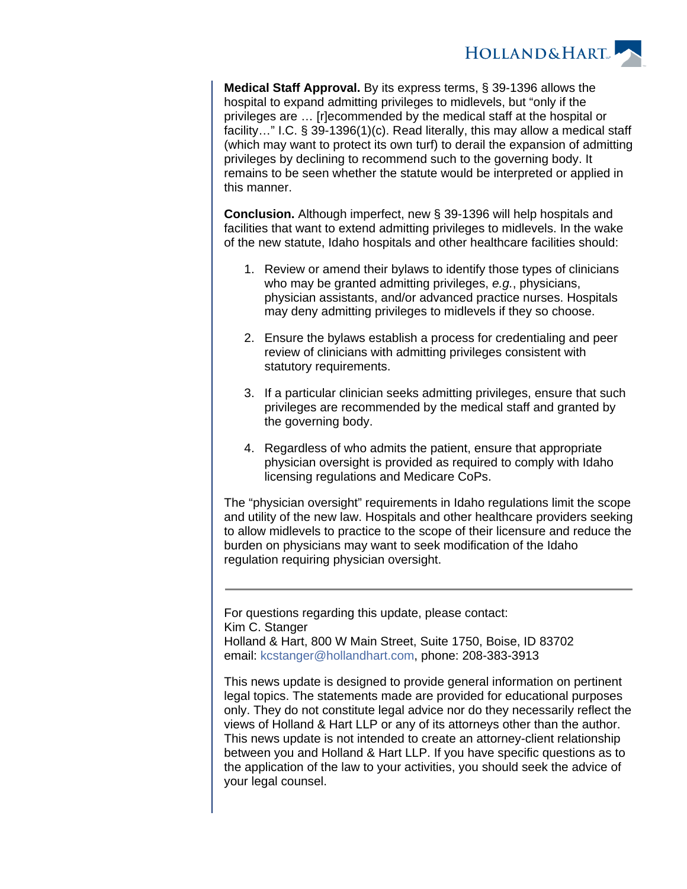**Medical Staff Approval.** By its express terms, § 39-1396 allows the hospital to expand admitting privileges to midlevels, but "only if the privileges are … [r]ecommended by the medical staff at the hospital or facility…" I.C. § 39-1396(1)(c). Read literally, this may allow a medical staff (which may want to protect its own turf) to derail the expansion of admitting privileges by declining to recommend such to the governing body. It remains to be seen whether the statute would be interpreted or applied in this manner.

**Conclusion.** Although imperfect, new § 39-1396 will help hospitals and facilities that want to extend admitting privileges to midlevels. In the wake of the new statute, Idaho hospitals and other healthcare facilities should:

1. Review or amend their bylaws to identify those types of clinicians who may be granted admitting privileges, *e.g.*, physicians, physician assistants, and/or advanced practice nurses. Hospitals may deny admitting privileges to midlevels if they so choose.

2. Ensure the bylaws establish a process for credentialing and peer review of clinicians with admitting privileges consistent with statutory requirements.

3. If a particular clinician seeks admitting privileges, ensure that such privileges are recommended by the medical staff and granted by the governing body.

4. Regardless of who admits the patient, ensure that appropriate physician oversight is provided as required to comply with Idaho licensing regulations and Medicare CoPs.

The "physician oversight" requirements in Idaho regulations limit the scope and utility of the new law. Hospitals and other healthcare providers seeking to allow midlevels to practice to the scope of their licensure and reduce the burden on physicians may want to seek modification of the Idaho regulation requiring physician oversight.

---

For questions regarding this update, please contact:
Kim C. Stanger
Holland & Hart, 800 W Main Street, Suite 1750, Boise, ID 83702
email: kcstanger@hollandhart.com, phone: 208-383-3913

This news update is designed to provide general information on pertinent legal topics. The statements made are provided for educational purposes only. They do not constitute legal advice nor do they necessarily reflect the views of Holland & Hart LLP or any of its attorneys other than the author. This news update is not intended to create an attorney-client relationship between you and Holland & Hart LLP. If you have specific questions as to the application of the law to your activities, you should seek the advice of your legal counsel.